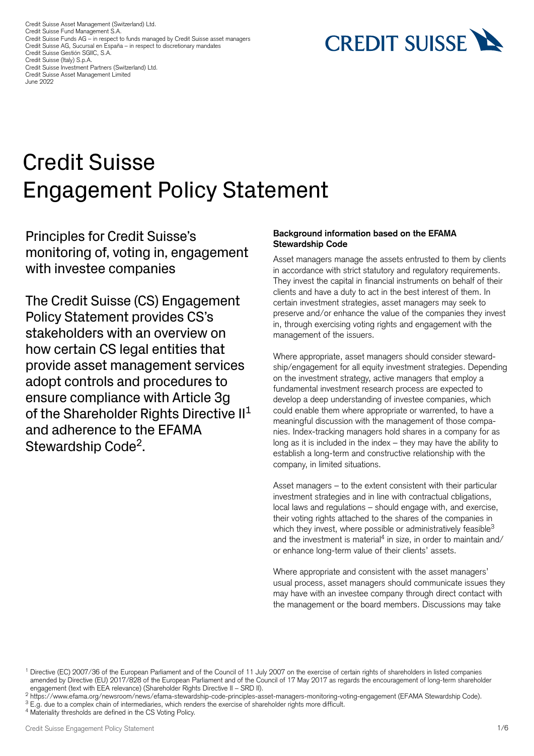Credit Suisse Asset Management (Switzerland) Ltd.
Credit Suisse Fund Management S.A.
Credit Suisse Funds AG – in respect to funds managed by Credit Suisse asset managers
Credit Suisse AG, Sucursal en España – in respect to discretionary mandates
Credit Suisse Gestión SGIIC, S.A.
Credit Suisse (Italy) S.p.A.
Credit Suisse Investment Partners (Switzerland) Ltd.
Credit Suisse Asset Management Limited
June 2022

# Credit Suisse Engagement Policy Statement

## Principles for Credit Suisse's monitoring of, voting in, engagement with investee companies

The Credit Suisse (CS) Engagement Policy Statement provides CS's stakeholders with an overview on how certain CS legal entities that provide asset management services adopt controls and procedures to ensure compliance with Article 3g of the Shareholder Rights Directive II[1] and adherence to the EFAMA Stewardship Code[2].

**Background information based on the EFAMA Stewardship Code**

Asset managers manage the assets entrusted to them by clients in accordance with strict statutory and regulatory requirements. They invest the capital in financial instruments on behalf of their clients and have a duty to act in the best interest of them. In certain investment strategies, asset managers may seek to preserve and/or enhance the value of the companies they invest in, through exercising voting rights and engagement with the management of the issuers.

Where appropriate, asset managers should consider stewardship/engagement for all equity investment strategies. Depending on the investment strategy, active managers that employ a fundamental investment research process are expected to develop a deep understanding of investee companies, which could enable them where appropriate or warrented, to have a meaningful discussion with the management of those companies. Index-tracking managers hold shares in a company for as long as it is included in the index – they may have the ability to establish a long-term and constructive relationship with the company, in limited situations.

Asset managers – to the extent consistent with their particular investment strategies and in line with contractual cbligations, local laws and regulations – should engage with, and exercise, their voting rights attached to the shares of the companies in which they invest, where possible or administratively feasible[3] and the investment is material[4] in size, in order to maintain and/or enhance long-term value of their clients' assets.

Where appropriate and consistent with the asset managers' usual process, asset managers should communicate issues they may have with an investee company through direct contact with the management or the board members. Discussions may take

[1] Directive (EC) 2007/36 of the European Parliament and of the Council of 11 July 2007 on the exercise of certain rights of shareholders in listed companies amended by Directive (EU) 2017/828 of the European Parliament and of the Council of 17 May 2017 as regards the encouragement of long-term shareholder engagement (text with EEA relevance) (Shareholder Rights Directive II – SRD II).

[2] https://www.efama.org/newsroom/news/efama-stewardship-code-principles-asset-managers-monitoring-voting-engagement (EFAMA Stewardship Code).

[3] E.g. due to a complex chain of intermediaries, which renders the exercise of shareholder rights more difficult.

[4] Materiality thresholds are defined in the CS Voting Policy.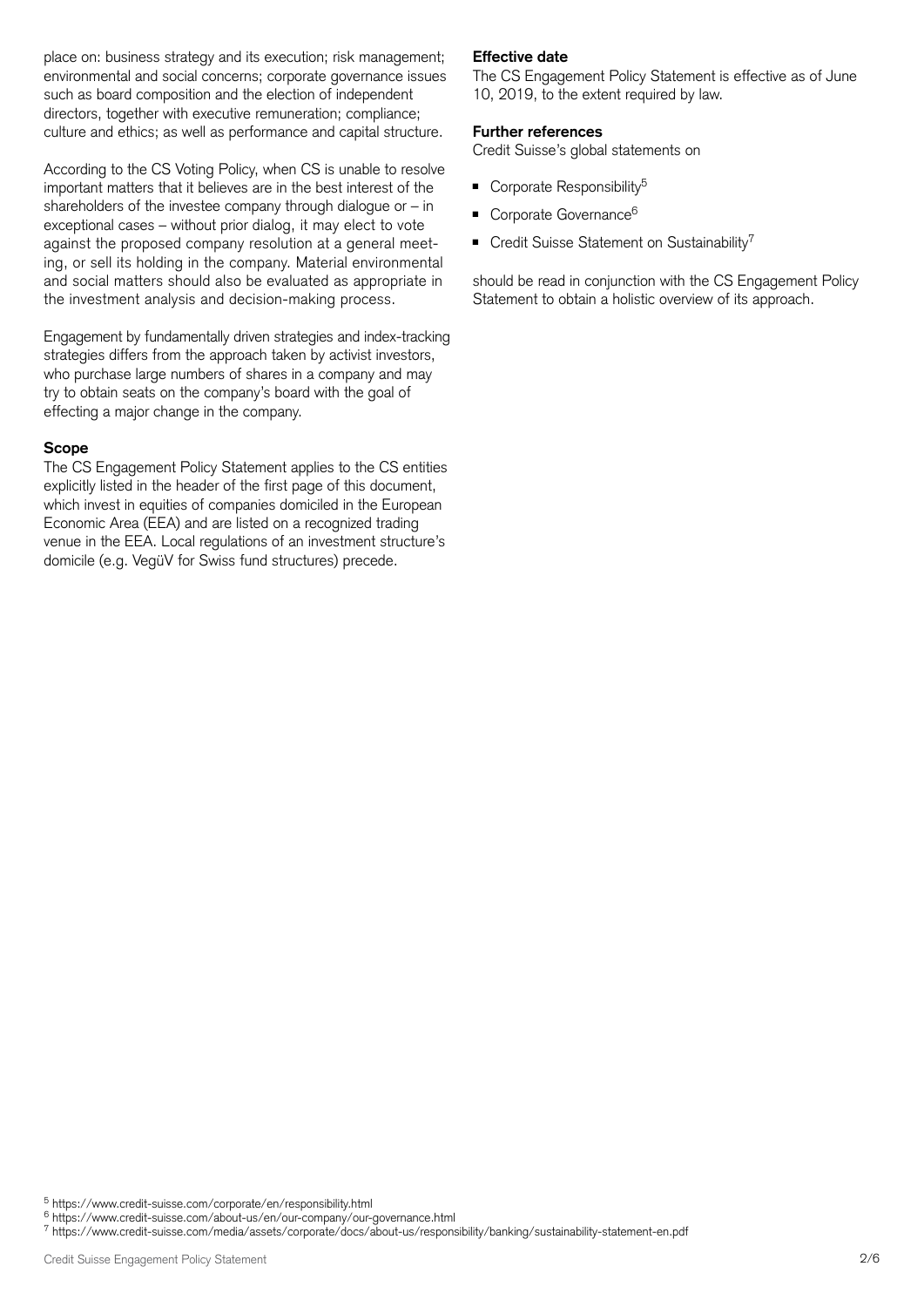place on: business strategy and its execution; risk management; environmental and social concerns; corporate governance issues such as board composition and the election of independent directors, together with executive remuneration; compliance; culture and ethics; as well as performance and capital structure.

According to the CS Voting Policy, when CS is unable to resolve important matters that it believes are in the best interest of the shareholders of the investee company through dialogue or – in exceptional cases – without prior dialog, it may elect to vote against the proposed company resolution at a general meeting, or sell its holding in the company. Material environmental and social matters should also be evaluated as appropriate in the investment analysis and decision-making process.

Engagement by fundamentally driven strategies and index-tracking strategies differs from the approach taken by activist investors, who purchase large numbers of shares in a company and may try to obtain seats on the company's board with the goal of effecting a major change in the company.

**Scope**

The CS Engagement Policy Statement applies to the CS entities explicitly listed in the header of the first page of this document, which invest in equities of companies domiciled in the European Economic Area (EEA) and are listed on a recognized trading venue in the EEA. Local regulations of an investment structure's domicile (e.g. VegüV for Swiss fund structures) precede.

**Effective date**

The CS Engagement Policy Statement is effective as of June 10, 2019, to the extent required by law.

**Further references**

Credit Suisse's global statements on

- Corporate Responsibility[5]
- Corporate Governance[6]
- Credit Suisse Statement on Sustainability[7]

should be read in conjunction with the CS Engagement Policy Statement to obtain a holistic overview of its approach.

[5] https://www.credit-suisse.com/corporate/en/responsibility.html

[6] https://www.credit-suisse.com/about-us/en/our-company/our-governance.html

[7] https://www.credit-suisse.com/media/assets/corporate/docs/about-us/responsibility/banking/sustainability-statement-en.pdf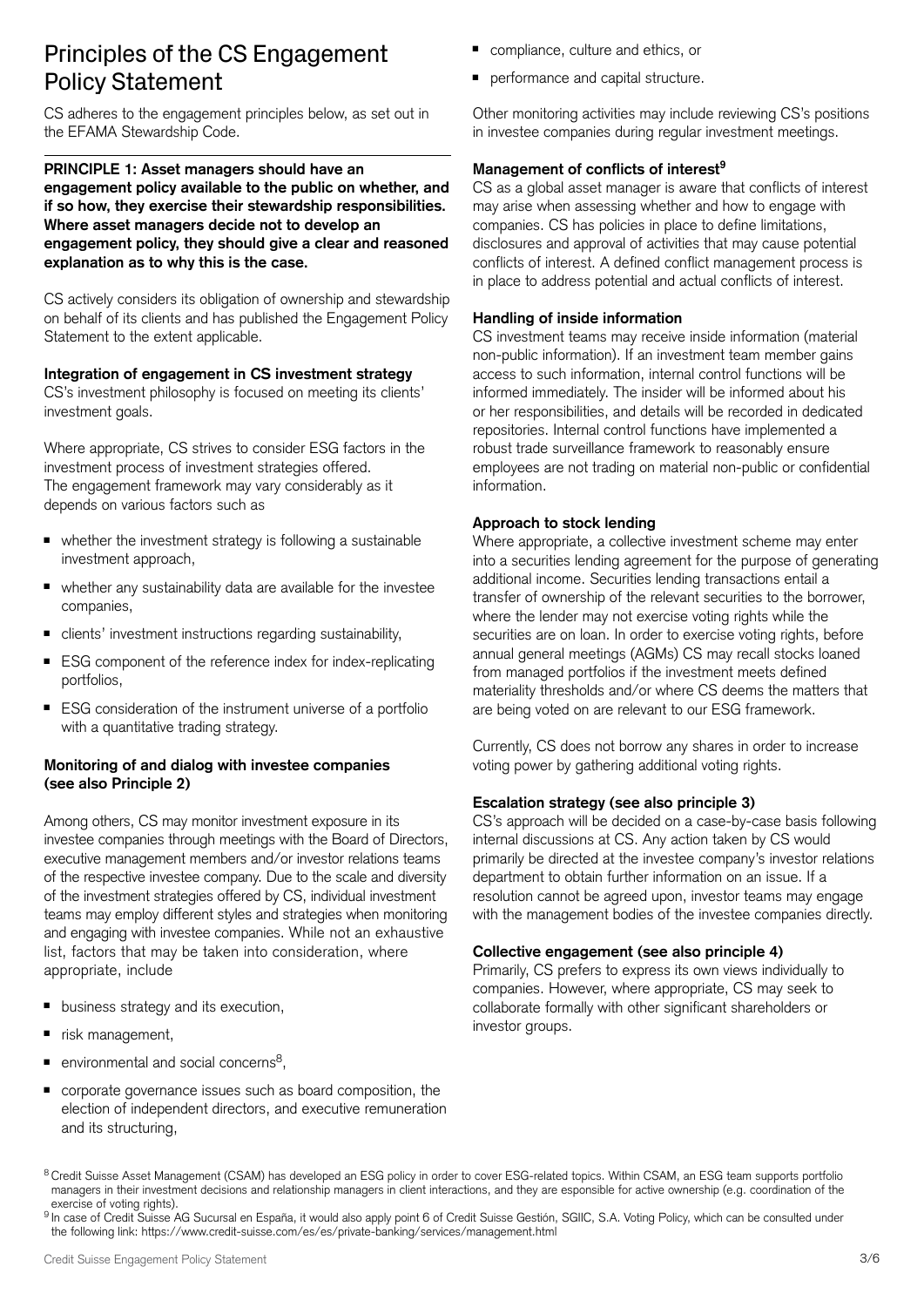## Principles of the CS Engagement Policy Statement

CS adheres to the engagement principles below, as set out in the EFAMA Stewardship Code.

**PRINCIPLE 1: Asset managers should have an engagement policy available to the public on whether, and if so how, they exercise their stewardship responsibilities. Where asset managers decide not to develop an engagement policy, they should give a clear and reasoned explanation as to why this is the case.**

CS actively considers its obligation of ownership and stewardship on behalf of its clients and has published the Engagement Policy Statement to the extent applicable.

**Integration of engagement in CS investment strategy**

CS's investment philosophy is focused on meeting its clients' investment goals.

Where appropriate, CS strives to consider ESG factors in the investment process of investment strategies offered. The engagement framework may vary considerably as it depends on various factors such as

- whether the investment strategy is following a sustainable investment approach,
- whether any sustainability data are available for the investee companies,
- clients' investment instructions regarding sustainability,
- ESG component of the reference index for index-replicating portfolios,
- ESG consideration of the instrument universe of a portfolio with a quantitative trading strategy.

**Monitoring of and dialog with investee companies (see also Principle 2)**

Among others, CS may monitor investment exposure in its investee companies through meetings with the Board of Directors, executive management members and/or investor relations teams of the respective investee company. Due to the scale and diversity of the investment strategies offered by CS, individual investment teams may employ different styles and strategies when monitoring and engaging with investee companies. While not an exhaustive list, factors that may be taken into consideration, where appropriate, include

- business strategy and its execution,
- risk management,
- environmental and social concerns[8],
- corporate governance issues such as board composition, the election of independent directors, and executive remuneration and its structuring,
- compliance, culture and ethics, or
- performance and capital structure.

Other monitoring activities may include reviewing CS's positions in investee companies during regular investment meetings.

**Management of conflicts of interest[9]**

CS as a global asset manager is aware that conflicts of interest may arise when assessing whether and how to engage with companies. CS has policies in place to define limitations, disclosures and approval of activities that may cause potential conflicts of interest. A defined conflict management process is in place to address potential and actual conflicts of interest.

**Handling of inside information**

CS investment teams may receive inside information (material non-public information). If an investment team member gains access to such information, internal control functions will be informed immediately. The insider will be informed about his or her responsibilities, and details will be recorded in dedicated repositories. Internal control functions have implemented a robust trade surveillance framework to reasonably ensure employees are not trading on material non-public or confidential information.

**Approach to stock lending**

Where appropriate, a collective investment scheme may enter into a securities lending agreement for the purpose of generating additional income. Securities lending transactions entail a transfer of ownership of the relevant securities to the borrower, where the lender may not exercise voting rights while the securities are on loan. In order to exercise voting rights, before annual general meetings (AGMs) CS may recall stocks loaned from managed portfolios if the investment meets defined materiality thresholds and/or where CS deems the matters that are being voted on are relevant to our ESG framework.

Currently, CS does not borrow any shares in order to increase voting power by gathering additional voting rights.

**Escalation strategy (see also principle 3)**

CS's approach will be decided on a case-by-case basis following internal discussions at CS. Any action taken by CS would primarily be directed at the investee company's investor relations department to obtain further information on an issue. If a resolution cannot be agreed upon, investor teams may engage with the management bodies of the investee companies directly.

**Collective engagement (see also principle 4)**

Primarily, CS prefers to express its own views individually to companies. However, where appropriate, CS may seek to collaborate formally with other significant shareholders or investor groups.

---

[8] Credit Suisse Asset Management (CSAM) has developed an ESG policy in order to cover ESG-related topics. Within CSAM, an ESG team supports portfolio managers in their investment decisions and relationship managers in client interactions, and they are esponsible for active ownership (e.g. coordination of the exercise of voting rights).

[9] In case of Credit Suisse AG Sucursal en España, it would also apply point 6 of Credit Suisse Gestión, SGIIC, S.A. Voting Policy, which can be consulted under the following link: https://www.credit-suisse.com/es/es/private-banking/services/management.html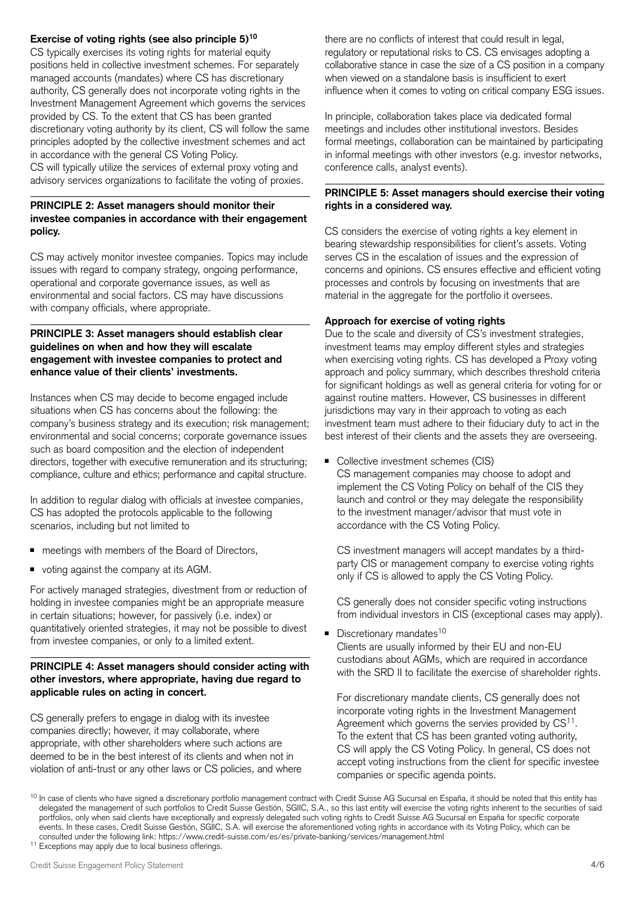**Exercise of voting rights (see also principle 5)[10]**

CS typically exercises its voting rights for material equity positions held in collective investment schemes. For separately managed accounts (mandates) where CS has discretionary authority, CS generally does not incorporate voting rights in the Investment Management Agreement which governs the services provided by CS. To the extent that CS has been granted discretionary voting authority by its client, CS will follow the same principles adopted by the collective investment schemes and act in accordance with the general CS Voting Policy.
CS will typically utilize the services of external proxy voting and advisory services organizations to facilitate the voting of proxies.

**PRINCIPLE 2: Asset managers should monitor their investee companies in accordance with their engagement policy.**

CS may actively monitor investee companies. Topics may include issues with regard to company strategy, ongoing performance, operational and corporate governance issues, as well as environmental and social factors. CS may have discussions with company officials, where appropriate.

**PRINCIPLE 3: Asset managers should establish clear guidelines on when and how they will escalate engagement with investee companies to protect and enhance value of their clients' investments.**

Instances when CS may decide to become engaged include situations when CS has concerns about the following: the company's business strategy and its execution; risk management; environmental and social concerns; corporate governance issues such as board composition and the election of independent directors, together with executive remuneration and its structuring; compliance, culture and ethics; performance and capital structure.

In addition to regular dialog with officials at investee companies, CS has adopted the protocols applicable to the following scenarios, including but not limited to

- meetings with members of the Board of Directors,
- voting against the company at its AGM.

For actively managed strategies, divestment from or reduction of holding in investee companies might be an appropriate measure in certain situations; however, for passively (i.e. index) or quantitatively oriented strategies, it may not be possible to divest from investee companies, or only to a limited extent.

**PRINCIPLE 4: Asset managers should consider acting with other investors, where appropriate, having due regard to applicable rules on acting in concert.**

CS generally prefers to engage in dialog with its investee companies directly; however, it may collaborate, where appropriate, with other shareholders where such actions are deemed to be in the best interest of its clients and when not in violation of anti-trust or any other laws or CS policies, and where there are no conflicts of interest that could result in legal, regulatory or reputational risks to CS. CS envisages adopting a collaborative stance in case the size of a CS position in a company when viewed on a standalone basis is insufficient to exert influence when it comes to voting on critical company ESG issues.

In principle, collaboration takes place via dedicated formal meetings and includes other institutional investors. Besides formal meetings, collaboration can be maintained by participating in informal meetings with other investors (e.g. investor networks, conference calls, analyst events).

**PRINCIPLE 5: Asset managers should exercise their voting rights in a considered way.**

CS considers the exercise of voting rights a key element in bearing stewardship responsibilities for client's assets. Voting serves CS in the escalation of issues and the expression of concerns and opinions. CS ensures effective and efficient voting processes and controls by focusing on investments that are material in the aggregate for the portfolio it oversees.

**Approach for exercise of voting rights**

Due to the scale and diversity of CS's investment strategies, investment teams may employ different styles and strategies when exercising voting rights. CS has developed a Proxy voting approach and policy summary, which describes threshold criteria for significant holdings as well as general criteria for voting for or against routine matters. However, CS businesses in different jurisdictions may vary in their approach to voting as each investment team must adhere to their fiduciary duty to act in the best interest of their clients and the assets they are overseeing.

- Collective investment schemes (CIS)
  CS management companies may choose to adopt and implement the CS Voting Policy on behalf of the CIS they launch and control or they may delegate the responsibility to the investment manager/advisor that must vote in accordance with the CS Voting Policy.

  CS investment managers will accept mandates by a third-party CIS or management company to exercise voting rights only if CS is allowed to apply the CS Voting Policy.

  CS generally does not consider specific voting instructions from individual investors in CIS (exceptional cases may apply).

- Discretionary mandates[10]
  Clients are usually informed by their EU and non-EU custodians about AGMs, which are required in accordance with the SRD II to facilitate the exercise of shareholder rights.

  For discretionary mandate clients, CS generally does not incorporate voting rights in the Investment Management Agreement which governs the servies provided by CS[11]. To the extent that CS has been granted voting authority, CS will apply the CS Voting Policy. In general, CS does not accept voting instructions from the client for specific investee companies or specific agenda points.

[10] In case of clients who have signed a discretionary portfolio management contract with Credit Suisse AG Sucursal en España, it should be noted that this entity has delegated the management of such portfolios to Credit Suisse Gestión, SGIIC, S.A., so this last entity will exercise the voting rights inherent to the securities of said portfolios, only when said clients have exceptionally and expressly delegated such voting rights to Credit Suisse AG Sucursal en España for specific corporate events. In these cases, Credit Suisse Gestión, SGIIC, S.A. will exercise the aforementioned voting rights in accordance with its Voting Policy, which can be consulted under the following link: https://www.credit-suisse.com/es/es/private-banking/services/management.html

[11] Exceptions may apply due to local business offerings.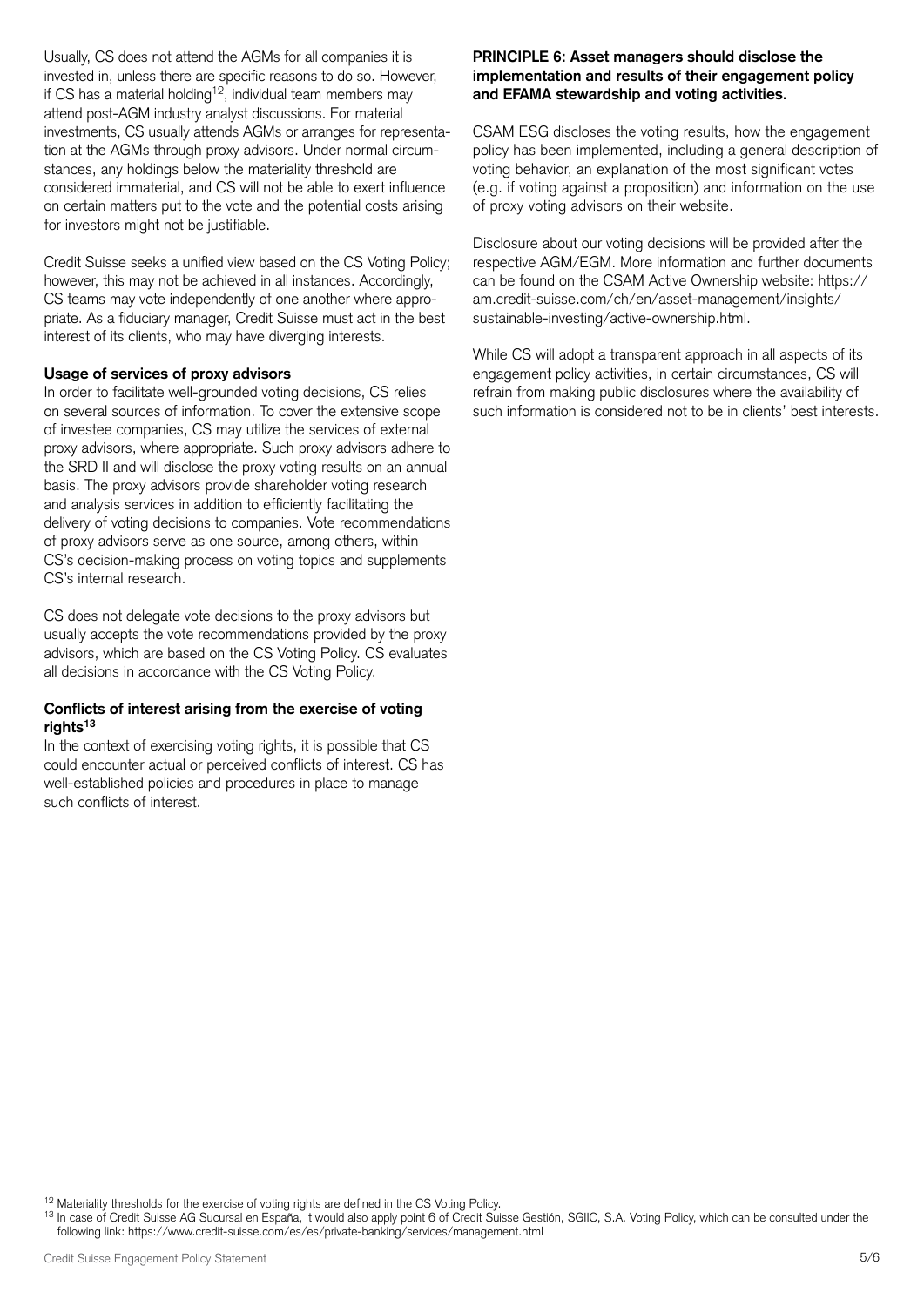Usually, CS does not attend the AGMs for all companies it is invested in, unless there are specific reasons to do so. However, if CS has a material holding[12], individual team members may attend post-AGM industry analyst discussions. For material investments, CS usually attends AGMs or arranges for representation at the AGMs through proxy advisors. Under normal circumstances, any holdings below the materiality threshold are considered immaterial, and CS will not be able to exert influence on certain matters put to the vote and the potential costs arising for investors might not be justifiable.

Credit Suisse seeks a unified view based on the CS Voting Policy; however, this may not be achieved in all instances. Accordingly, CS teams may vote independently of one another where appropriate. As a fiduciary manager, Credit Suisse must act in the best interest of its clients, who may have diverging interests.

**Usage of services of proxy advisors**

In order to facilitate well-grounded voting decisions, CS relies on several sources of information. To cover the extensive scope of investee companies, CS may utilize the services of external proxy advisors, where appropriate. Such proxy advisors adhere to the SRD II and will disclose the proxy voting results on an annual basis. The proxy advisors provide shareholder voting research and analysis services in addition to efficiently facilitating the delivery of voting decisions to companies. Vote recommendations of proxy advisors serve as one source, among others, within CS's decision-making process on voting topics and supplements CS's internal research.

CS does not delegate vote decisions to the proxy advisors but usually accepts the vote recommendations provided by the proxy advisors, which are based on the CS Voting Policy. CS evaluates all decisions in accordance with the CS Voting Policy.

**Conflicts of interest arising from the exercise of voting rights[13]**

In the context of exercising voting rights, it is possible that CS could encounter actual or perceived conflicts of interest. CS has well-established policies and procedures in place to manage such conflicts of interest.

**PRINCIPLE 6: Asset managers should disclose the implementation and results of their engagement policy and EFAMA stewardship and voting activities.**

CSAM ESG discloses the voting results, how the engagement policy has been implemented, including a general description of voting behavior, an explanation of the most significant votes (e.g. if voting against a proposition) and information on the use of proxy voting advisors on their website.

Disclosure about our voting decisions will be provided after the respective AGM/EGM. More information and further documents can be found on the CSAM Active Ownership website: https://am.credit-suisse.com/ch/en/asset-management/insights/sustainable-investing/active-ownership.html.

While CS will adopt a transparent approach in all aspects of its engagement policy activities, in certain circumstances, CS will refrain from making public disclosures where the availability of such information is considered not to be in clients' best interests.

---

[12] Materiality thresholds for the exercise of voting rights are defined in the CS Voting Policy.

[13] In case of Credit Suisse AG Sucursal en España, it would also apply point 6 of Credit Suisse Gestión, SGIIC, S.A. Voting Policy, which can be consulted under the following link: https://www.credit-suisse.com/es/es/private-banking/services/management.html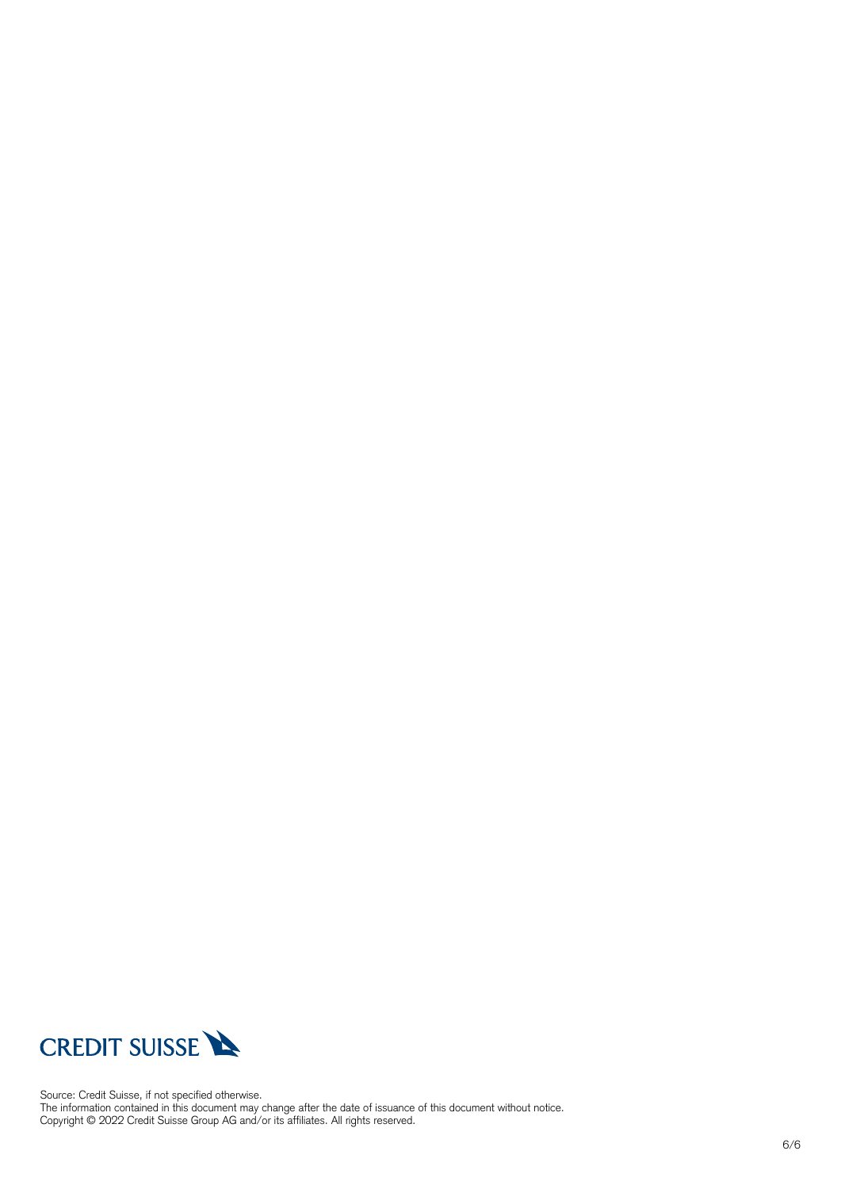CREDIT SUISSE

Source: Credit Suisse, if not specified otherwise.
The information contained in this document may change after the date of issuance of this document without notice.
Copyright © 2022 Credit Suisse Group AG and/or its affiliates. All rights reserved.